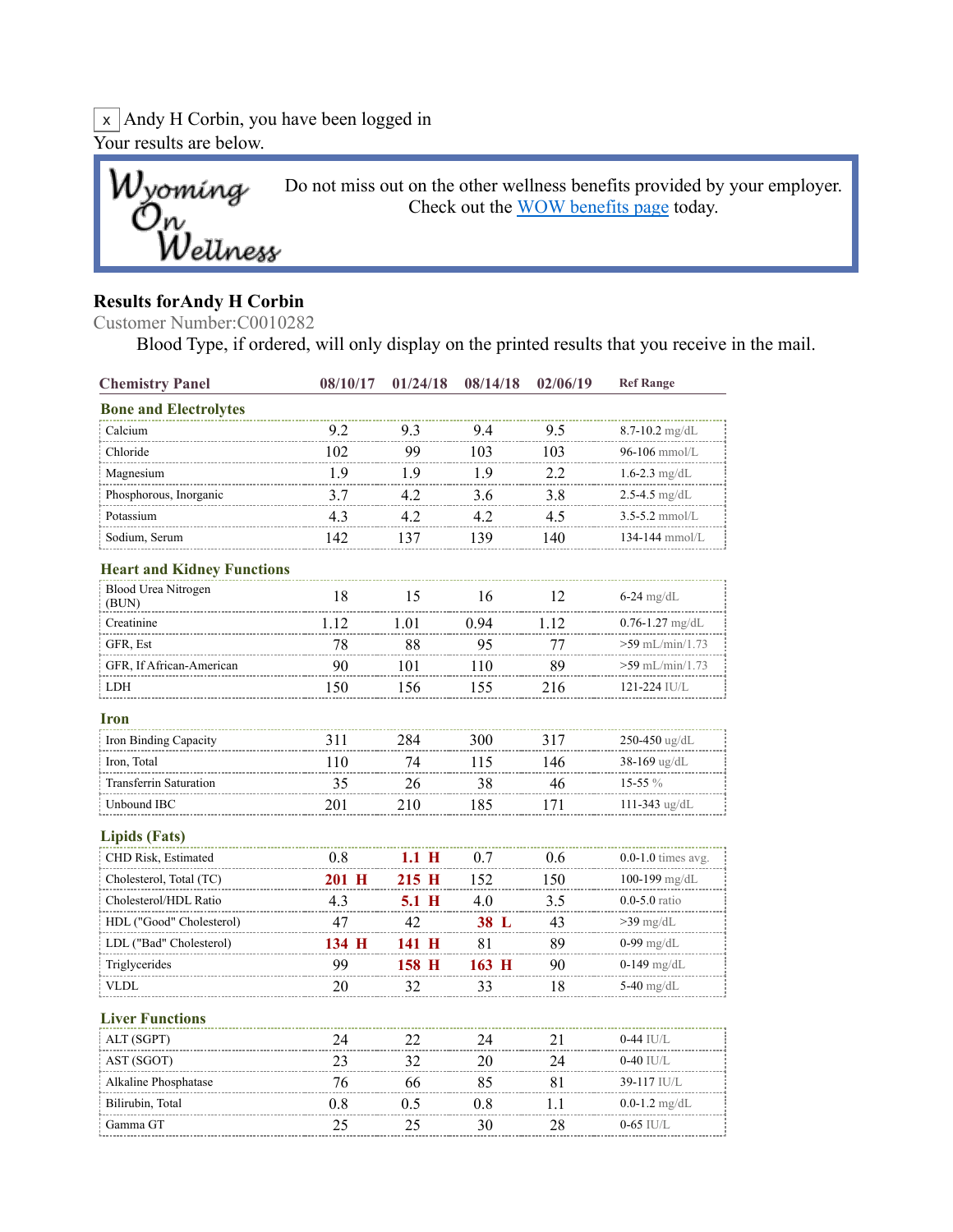x Andy H Corbin, you have been logged in
Your results are below.

Wyoming On Wellness

Do not miss out on the other wellness benefits provided by your employer. Check out the WOW benefits page today.

**Results forAndy H Corbin**
Customer Number:C0010282

Blood Type, if ordered, will only display on the printed results that you receive in the mail.

| Chemistry Panel | 08/10/17 | 01/24/18 | 08/14/18 | 02/06/19 | Ref Range |
|---|---|---|---|---|---|
| **Bone and Electrolytes** | | | | | |
| Calcium | 9.2 | 9.3 | 9.4 | 9.5 | 8.7-10.2 mg/dL |
| Chloride | 102 | 99 | 103 | 103 | 96-106 mmol/L |
| Magnesium | 1.9 | 1.9 | 1.9 | 2.2 | 1.6-2.3 mg/dL |
| Phosphorous, Inorganic | 3.7 | 4.2 | 3.6 | 3.8 | 2.5-4.5 mg/dL |
| Potassium | 4.3 | 4.2 | 4.2 | 4.5 | 3.5-5.2 mmol/L |
| Sodium, Serum | 142 | 137 | 139 | 140 | 134-144 mmol/L |
| **Heart and Kidney Functions** | | | | | |
| Blood Urea Nitrogen (BUN) | 18 | 15 | 16 | 12 | 6-24 mg/dL |
| Creatinine | 1.12 | 1.01 | 0.94 | 1.12 | 0.76-1.27 mg/dL |
| GFR, Est | 78 | 88 | 95 | 77 | >59 mL/min/1.73 |
| GFR, If African-American | 90 | 101 | 110 | 89 | >59 mL/min/1.73 |
| LDH | 150 | 156 | 155 | 216 | 121-224 IU/L |
| **Iron** | | | | | |
| Iron Binding Capacity | 311 | 284 | 300 | 317 | 250-450 ug/dL |
| Iron, Total | 110 | 74 | 115 | 146 | 38-169 ug/dL |
| Transferrin Saturation | 35 | 26 | 38 | 46 | 15-55 % |
| Unbound IBC | 201 | 210 | 185 | 171 | 111-343 ug/dL |
| **Lipids (Fats)** | | | | | |
| CHD Risk, Estimated | 0.8 | **1.1 H** | 0.7 | 0.6 | 0.0-1.0 times avg. |
| Cholesterol, Total (TC) | **201 H** | **215 H** | 152 | 150 | 100-199 mg/dL |
| Cholesterol/HDL Ratio | 4.3 | **5.1 H** | 4.0 | 3.5 | 0.0-5.0 ratio |
| HDL ("Good" Cholesterol) | 47 | 42 | **38 L** | 43 | >39 mg/dL |
| LDL ("Bad" Cholesterol) | **134 H** | **141 H** | 81 | 89 | 0-99 mg/dL |
| Triglycerides | 99 | **158 H** | **163 H** | 90 | 0-149 mg/dL |
| VLDL | 20 | 32 | 33 | 18 | 5-40 mg/dL |
| **Liver Functions** | | | | | |
| ALT (SGPT) | 24 | 22 | 24 | 21 | 0-44 IU/L |
| AST (SGOT) | 23 | 32 | 20 | 24 | 0-40 IU/L |
| Alkaline Phosphatase | 76 | 66 | 85 | 81 | 39-117 IU/L |
| Bilirubin, Total | 0.8 | 0.5 | 0.8 | 1.1 | 0.0-1.2 mg/dL |
| Gamma GT | 25 | 25 | 30 | 28 | 0-65 IU/L |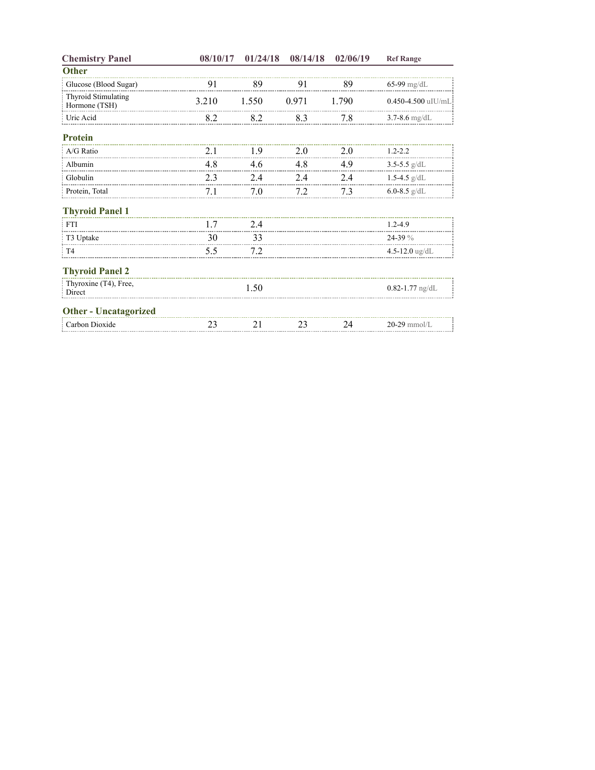| Chemistry Panel | 08/10/17 | 01/24/18 | 08/14/18 | 02/06/19 | Ref Range |
|---|---|---|---|---|---|
| **Other** | | | | | |
| Glucose (Blood Sugar) | 91 | 89 | 91 | 89 | 65-99 mg/dL |
| Thyroid Stimulating Hormone (TSH) | 3.210 | 1.550 | 0.971 | 1.790 | 0.450-4.500 uIU/mL |
| Uric Acid | 8.2 | 8.2 | 8.3 | 7.8 | 3.7-8.6 mg/dL |
| **Protein** | | | | | |
| A/G Ratio | 2.1 | 1.9 | 2.0 | 2.0 | 1.2-2.2 |
| Albumin | 4.8 | 4.6 | 4.8 | 4.9 | 3.5-5.5 g/dL |
| Globulin | 2.3 | 2.4 | 2.4 | 2.4 | 1.5-4.5 g/dL |
| Protein, Total | 7.1 | 7.0 | 7.2 | 7.3 | 6.0-8.5 g/dL |
| **Thyroid Panel 1** | | | | | |
| FTI | 1.7 | 2.4 | | | 1.2-4.9 |
| T3 Uptake | 30 | 33 | | | 24-39 % |
| T4 | 5.5 | 7.2 | | | 4.5-12.0 ug/dL |
| **Thyroid Panel 2** | | | | | |
| Thyroxine (T4), Free, Direct | | 1.50 | | | 0.82-1.77 ng/dL |
| **Other - Uncatagorized** | | | | | |
| Carbon Dioxide | 23 | 21 | 23 | 24 | 20-29 mmol/L |